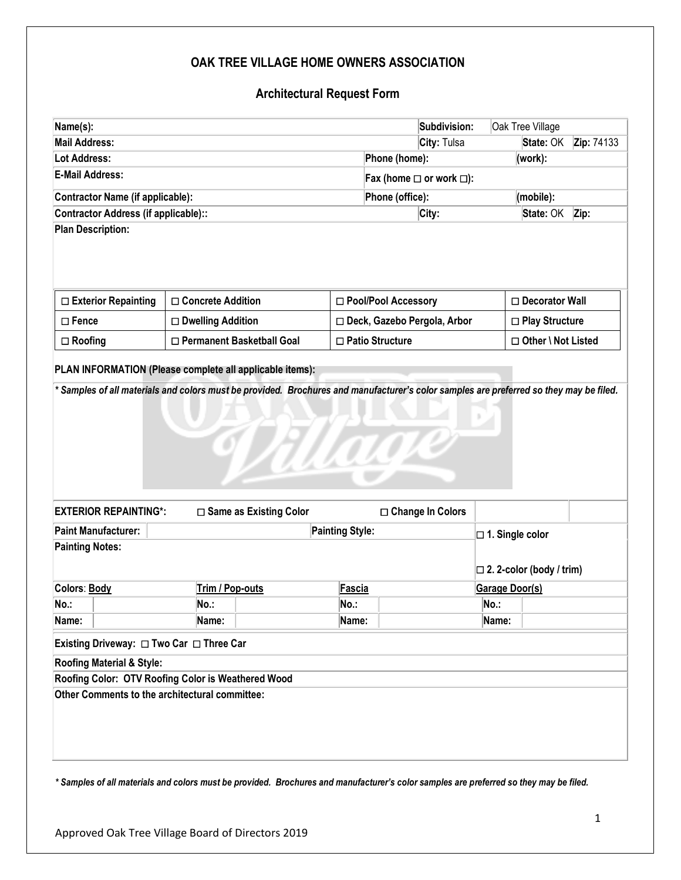# OAK TREE VILLAGE HOME OWNERS ASSOCIATION

## Architectural Request Form

| **Name(s):** | | **Subdivision:** | Oak Tree Village | |
|---|---|---|---|---|
| **Mail Address:** | | **City:** Tulsa | **State:** OK | **Zip:** 74133 |
| **Lot Address:** | **Phone (home):** | | **(work):** | |
| **E-Mail Address:** | **Fax (home □ or work □):** | | | |
| **Contractor Name (if applicable):** | **Phone (office):** | | **(mobile):** | |
| **Contractor Address (if applicable)::** | | **City:** | **State:** OK | **Zip:** |

**Plan Description:**

| | | | |
|---|---|---|---|
| □ **Exterior Repainting** | □ **Concrete Addition** | □ **Pool/Pool Accessory** | □ **Decorator Wall** |
| □ **Fence** | □ **Dwelling Addition** | □ **Deck, Gazebo Pergola, Arbor** | □ **Play Structure** |
| □ **Roofing** | □ **Permanent Basketball Goal** | □ **Patio Structure** | □ **Other \ Not Listed** |

**PLAN INFORMATION (Please complete all applicable items):**

***\* Samples of all materials and colors must be provided. Brochures and manufacturer's color samples are preferred so they may be filed.***

**EXTERIOR REPAINTING\*:** □ **Same as Existing Color** □ **Change In Colors**

| **Paint Manufacturer:** | | **Painting Style:** | □ **1. Single color** |
|---|---|---|---|
| **Painting Notes:** | | | □ **2. 2-color (body / trim)** |

| **Colors**: **Body** | | **Trim / Pop-outs** | | **Fascia** | | **Garage Door(s)** | |
|---|---|---|---|---|---|---|---|
| **No.:** | | **No.:** | | **No.:** | | **No.:** | |
| **Name:** | | **Name:** | | **Name:** | | **Name:** | |

**Existing Driveway:** □ **Two Car** □ **Three Car**

**Roofing Material & Style:**

**Roofing Color: OTV Roofing Color is Weathered Wood**

**Other Comments to the architectural committee:**

***\* Samples of all materials and colors must be provided. Brochures and manufacturer's color samples are preferred so they may be filed.***

Approved Oak Tree Village Board of Directors 2019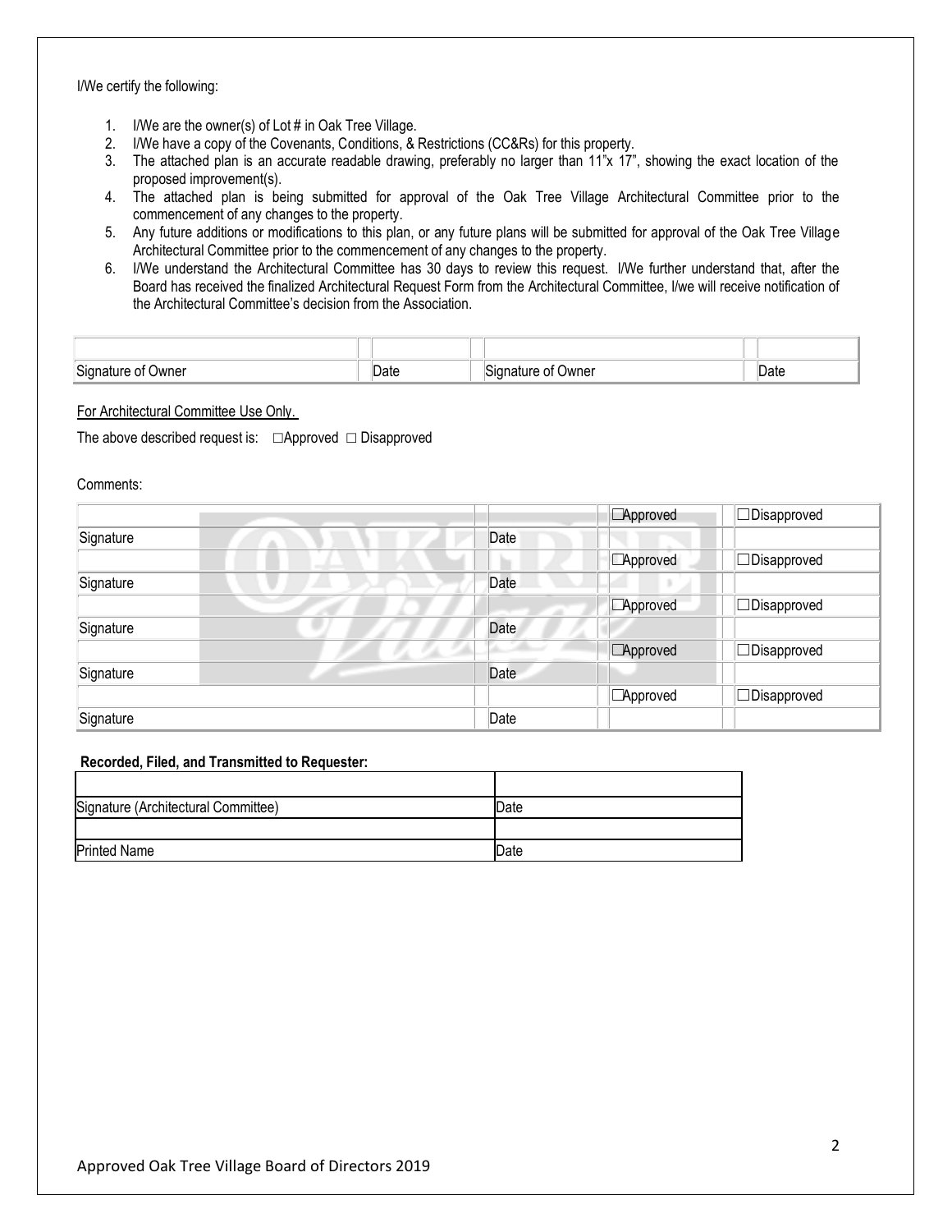I/We certify the following:

1. I/We are the owner(s) of Lot # in Oak Tree Village.
2. I/We have a copy of the Covenants, Conditions, & Restrictions (CC&Rs) for this property.
3. The attached plan is an accurate readable drawing, preferably no larger than 11"x 17", showing the exact location of the proposed improvement(s).
4. The attached plan is being submitted for approval of the Oak Tree Village Architectural Committee prior to the commencement of any changes to the property.
5. Any future additions or modifications to this plan, or any future plans will be submitted for approval of the Oak Tree Village Architectural Committee prior to the commencement of any changes to the property.
6. I/We understand the Architectural Committee has 30 days to review this request. I/We further understand that, after the Board has received the finalized Architectural Request Form from the Architectural Committee, I/we will receive notification of the Architectural Committee's decision from the Association.

| | | | |
|---|---|---|---|
| | | | |
| Signature of Owner | Date | Signature of Owner | Date |

For Architectural Committee Use Only.

The above described request is: ☐Approved ☐ Disapproved

Comments:

| | | | |
|---|---|---|---|
| | | ☐Approved | ☐Disapproved |
| Signature | Date | | |
| | | ☐Approved | ☐Disapproved |
| Signature | Date | | |
| | | ☐Approved | ☐Disapproved |
| Signature | Date | | |
| | | ☐Approved | ☐Disapproved |
| Signature | Date | | |
| | | ☐Approved | ☐Disapproved |
| Signature | Date | | |

**Recorded, Filed, and Transmitted to Requester:**

| | |
|---|---|
| | |
| Signature (Architectural Committee) | Date |
| | |
| Printed Name | Date |

Approved Oak Tree Village Board of Directors 2019